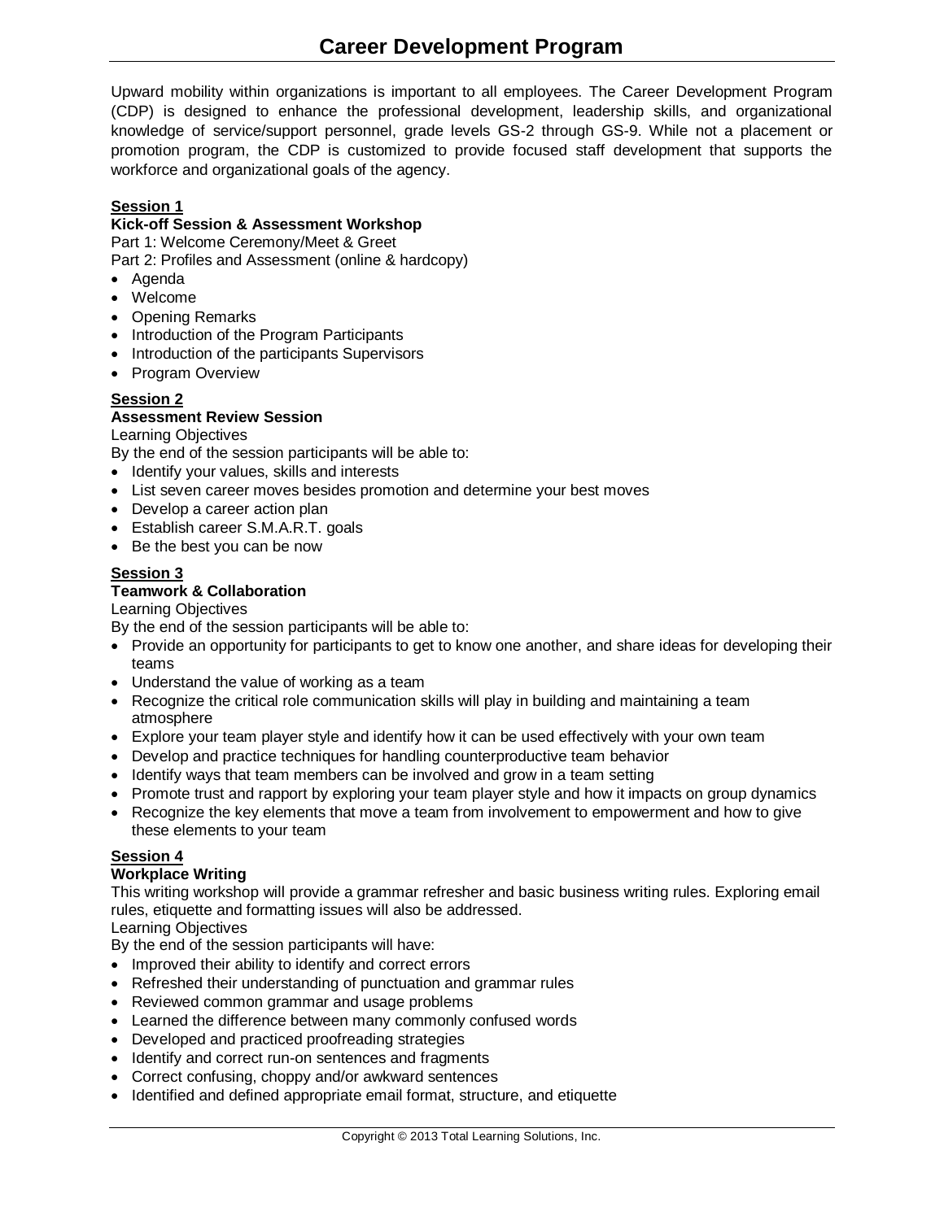# Career Development Program

Upward mobility within organizations is important to all employees. The Career Development Program (CDP) is designed to enhance the professional development, leadership skills, and organizational knowledge of service/support personnel, grade levels GS-2 through GS-9. While not a placement or promotion program, the CDP is customized to provide focused staff development that supports the workforce and organizational goals of the agency.

**Session 1**
**Kick-off Session & Assessment Workshop**
Part 1: Welcome Ceremony/Meet & Greet
Part 2: Profiles and Assessment (online & hardcopy)

- Agenda
- Welcome
- Opening Remarks
- Introduction of the Program Participants
- Introduction of the participants Supervisors
- Program Overview

**Session 2**
**Assessment Review Session**
Learning Objectives
By the end of the session participants will be able to:

- Identify your values, skills and interests
- List seven career moves besides promotion and determine your best moves
- Develop a career action plan
- Establish career S.M.A.R.T. goals
- Be the best you can be now

**Session 3**
**Teamwork & Collaboration**
Learning Objectives
By the end of the session participants will be able to:

- Provide an opportunity for participants to get to know one another, and share ideas for developing their teams
- Understand the value of working as a team
- Recognize the critical role communication skills will play in building and maintaining a team atmosphere
- Explore your team player style and identify how it can be used effectively with your own team
- Develop and practice techniques for handling counterproductive team behavior
- Identify ways that team members can be involved and grow in a team setting
- Promote trust and rapport by exploring your team player style and how it impacts on group dynamics
- Recognize the key elements that move a team from involvement to empowerment and how to give these elements to your team

**Session 4**
**Workplace Writing**
This writing workshop will provide a grammar refresher and basic business writing rules. Exploring email rules, etiquette and formatting issues will also be addressed.
Learning Objectives
By the end of the session participants will have:

- Improved their ability to identify and correct errors
- Refreshed their understanding of punctuation and grammar rules
- Reviewed common grammar and usage problems
- Learned the difference between many commonly confused words
- Developed and practiced proofreading strategies
- Identify and correct run-on sentences and fragments
- Correct confusing, choppy and/or awkward sentences
- Identified and defined appropriate email format, structure, and etiquette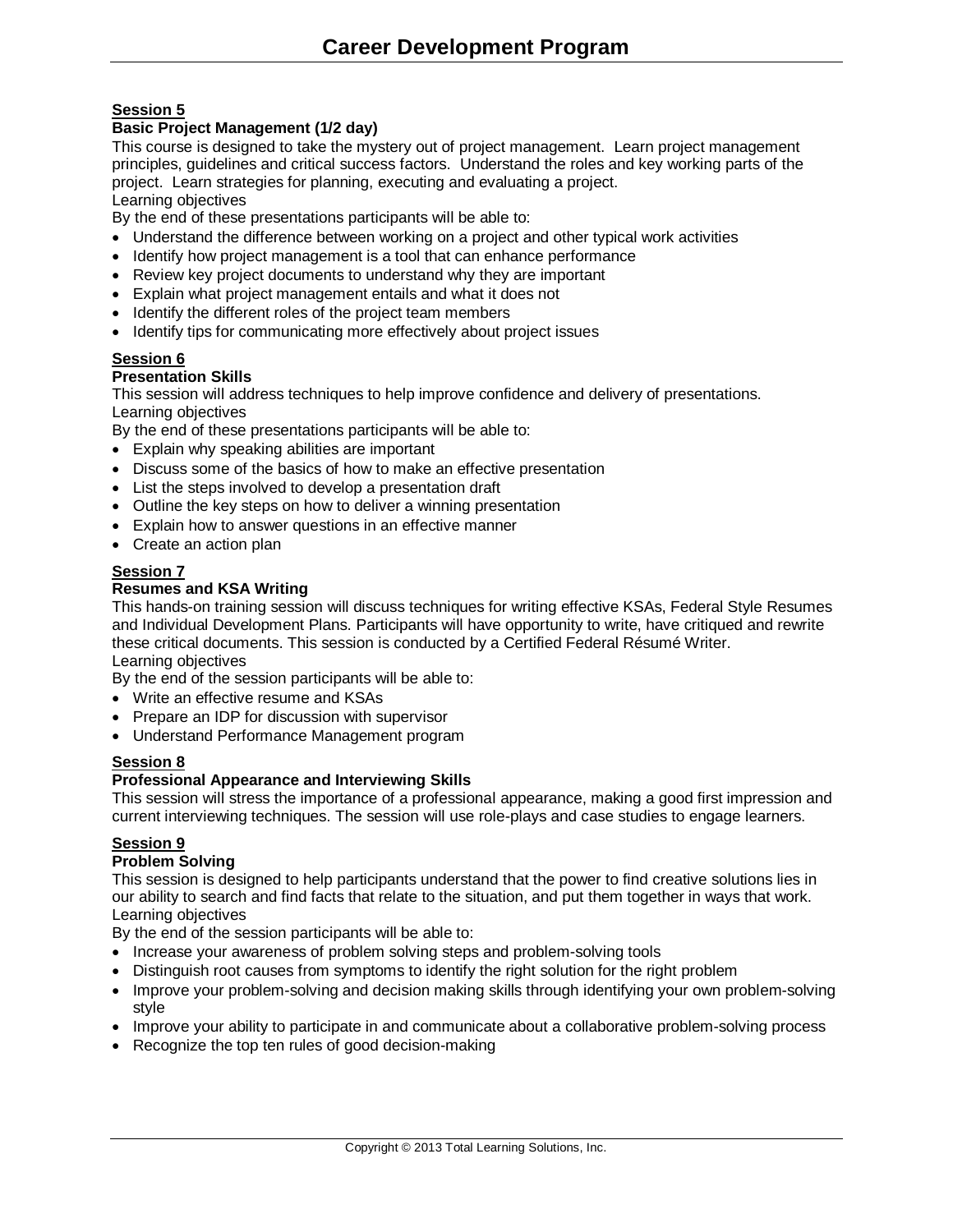**Session 5**

**Basic Project Management (1/2 day)**

This course is designed to take the mystery out of project management. Learn project management principles, guidelines and critical success factors. Understand the roles and key working parts of the project. Learn strategies for planning, executing and evaluating a project.

Learning objectives

By the end of these presentations participants will be able to:

- Understand the difference between working on a project and other typical work activities
- Identify how project management is a tool that can enhance performance
- Review key project documents to understand why they are important
- Explain what project management entails and what it does not
- Identify the different roles of the project team members
- Identify tips for communicating more effectively about project issues

**Session 6**

**Presentation Skills**

This session will address techniques to help improve confidence and delivery of presentations.

Learning objectives

By the end of these presentations participants will be able to:

- Explain why speaking abilities are important
- Discuss some of the basics of how to make an effective presentation
- List the steps involved to develop a presentation draft
- Outline the key steps on how to deliver a winning presentation
- Explain how to answer questions in an effective manner
- Create an action plan

**Session 7**

**Resumes and KSA Writing**

This hands-on training session will discuss techniques for writing effective KSAs, Federal Style Resumes and Individual Development Plans. Participants will have opportunity to write, have critiqued and rewrite these critical documents. This session is conducted by a Certified Federal Résumé Writer.

Learning objectives

By the end of the session participants will be able to:

- Write an effective resume and KSAs
- Prepare an IDP for discussion with supervisor
- Understand Performance Management program

**Session 8**

**Professional Appearance and Interviewing Skills**

This session will stress the importance of a professional appearance, making a good first impression and current interviewing techniques. The session will use role-plays and case studies to engage learners.

**Session 9**

**Problem Solving**

This session is designed to help participants understand that the power to find creative solutions lies in our ability to search and find facts that relate to the situation, and put them together in ways that work.

Learning objectives

By the end of the session participants will be able to:

- Increase your awareness of problem solving steps and problem-solving tools
- Distinguish root causes from symptoms to identify the right solution for the right problem
- Improve your problem-solving and decision making skills through identifying your own problem-solving style
- Improve your ability to participate in and communicate about a collaborative problem-solving process
- Recognize the top ten rules of good decision-making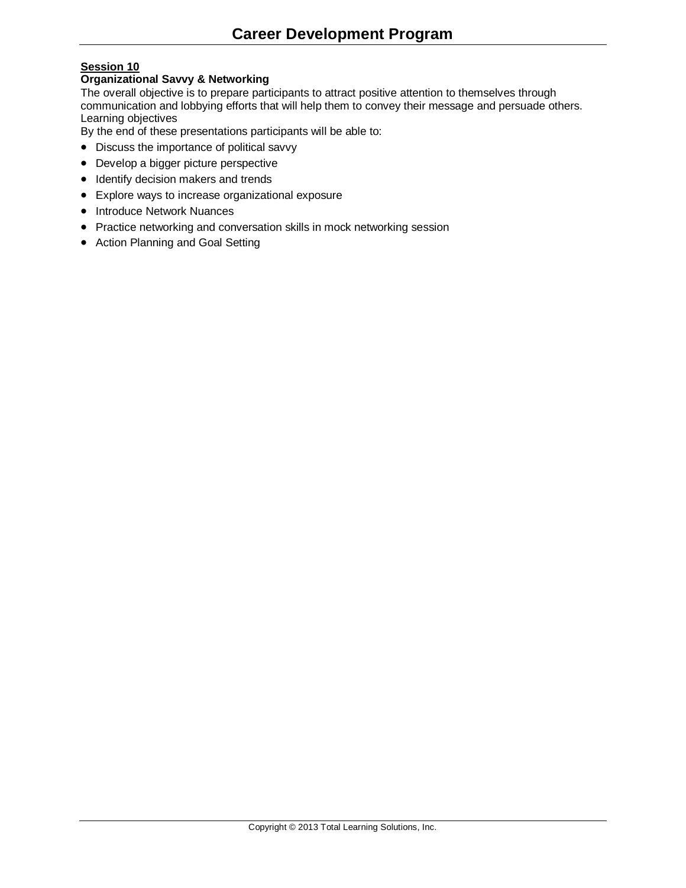**Session 10**

**Organizational Savvy & Networking**

The overall objective is to prepare participants to attract positive attention to themselves through communication and lobbying efforts that will help them to convey their message and persuade others.

Learning objectives

By the end of these presentations participants will be able to:

- Discuss the importance of political savvy
- Develop a bigger picture perspective
- Identify decision makers and trends
- Explore ways to increase organizational exposure
- Introduce Network Nuances
- Practice networking and conversation skills in mock networking session
- Action Planning and Goal Setting